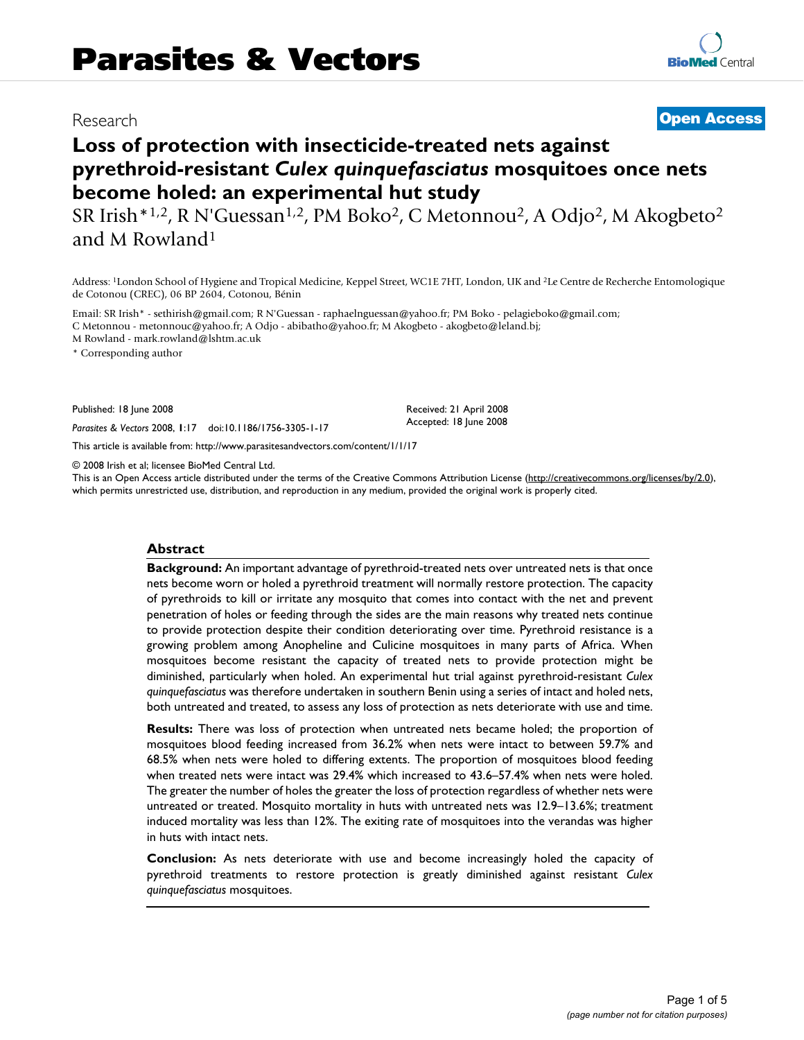# Parasites & Vectors

Research

**Open Access**

# Loss of protection with insecticide-treated nets against pyrethroid-resistant *Culex quinquefasciatus* mosquitoes once nets become holed: an experimental hut study

SR Irish*[1,2], R N'Guessan[1,2], PM Boko[2], C Metonnou[2], A Odjo[2], M Akogbeto[2] and M Rowland[1]

Address: [1]London School of Hygiene and Tropical Medicine, Keppel Street, WC1E 7HT, London, UK and [2]Le Centre de Recherche Entomologique de Cotonou (CREC), 06 BP 2604, Cotonou, Bénin

Email: SR Irish* - sethirish@gmail.com; R N'Guessan - raphaelnguessan@yahoo.fr; PM Boko - pelagieboko@gmail.com; C Metonnou - metonnouc@yahoo.fr; A Odjo - abibatho@yahoo.fr; M Akogbeto - akogbeto@leland.bj; M Rowland - mark.rowland@lshtm.ac.uk

\* Corresponding author

Published: 18 June 2008

*Parasites & Vectors* 2008, **1**:17 doi:10.1186/1756-3305-1-17

Received: 21 April 2008
Accepted: 18 June 2008

This article is available from: http://www.parasitesandvectors.com/content/1/1/17

© 2008 Irish et al; licensee BioMed Central Ltd.
This is an Open Access article distributed under the terms of the Creative Commons Attribution License (http://creativecommons.org/licenses/by/2.0), which permits unrestricted use, distribution, and reproduction in any medium, provided the original work is properly cited.

## Abstract

**Background:** An important advantage of pyrethroid-treated nets over untreated nets is that once nets become worn or holed a pyrethroid treatment will normally restore protection. The capacity of pyrethroids to kill or irritate any mosquito that comes into contact with the net and prevent penetration of holes or feeding through the sides are the main reasons why treated nets continue to provide protection despite their condition deteriorating over time. Pyrethroid resistance is a growing problem among Anopheline and Culicine mosquitoes in many parts of Africa. When mosquitoes become resistant the capacity of treated nets to provide protection might be diminished, particularly when holed. An experimental hut trial against pyrethroid-resistant *Culex quinquefasciatus* was therefore undertaken in southern Benin using a series of intact and holed nets, both untreated and treated, to assess any loss of protection as nets deteriorate with use and time.

**Results:** There was loss of protection when untreated nets became holed; the proportion of mosquitoes blood feeding increased from 36.2% when nets were intact to between 59.7% and 68.5% when nets were holed to differing extents. The proportion of mosquitoes blood feeding when treated nets were intact was 29.4% which increased to 43.6–57.4% when nets were holed. The greater the number of holes the greater the loss of protection regardless of whether nets were untreated or treated. Mosquito mortality in huts with untreated nets was 12.9–13.6%; treatment induced mortality was less than 12%. The exiting rate of mosquitoes into the verandas was higher in huts with intact nets.

**Conclusion:** As nets deteriorate with use and become increasingly holed the capacity of pyrethroid treatments to restore protection is greatly diminished against resistant *Culex quinquefasciatus* mosquitoes.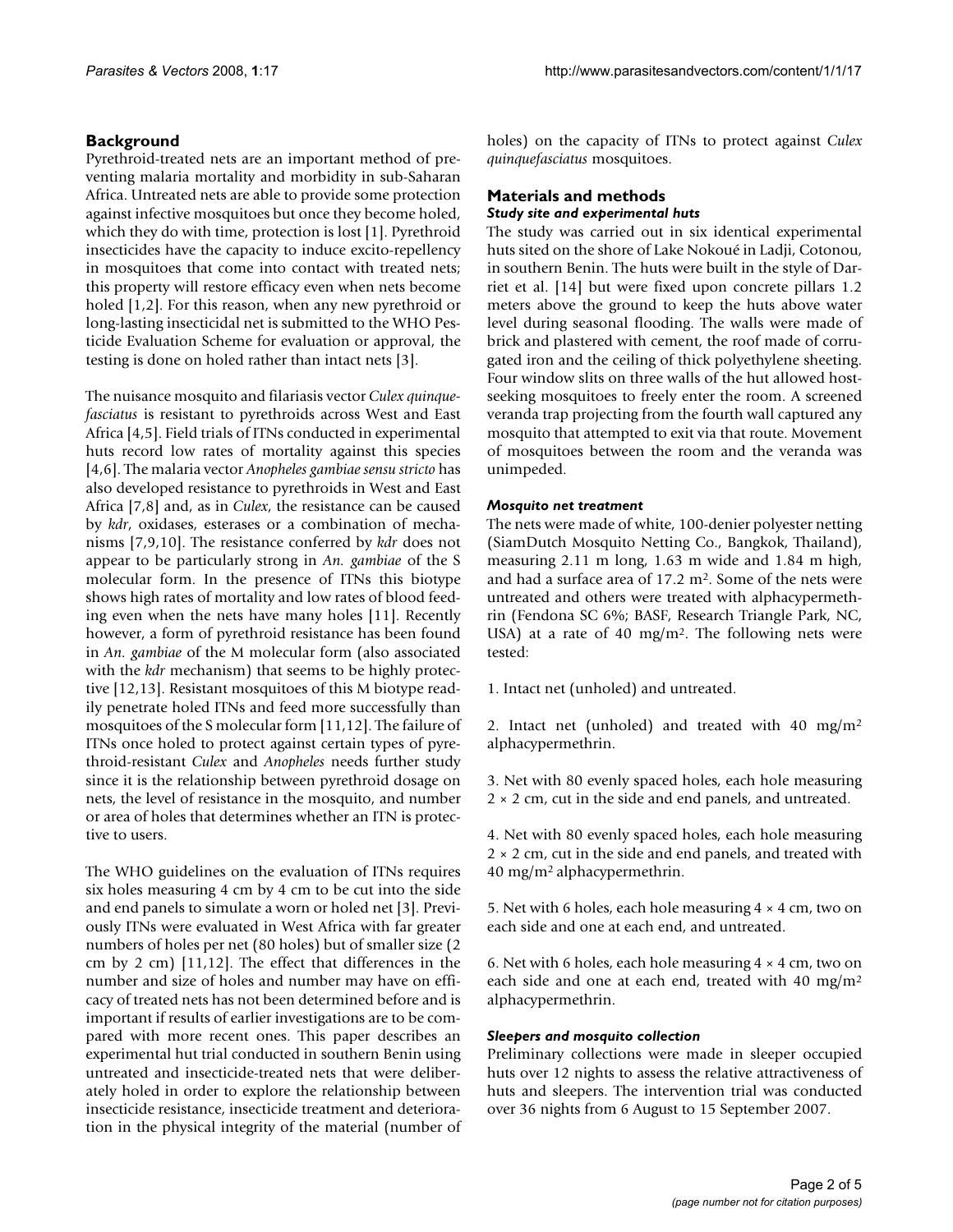## Background

Pyrethroid-treated nets are an important method of preventing malaria mortality and morbidity in sub-Saharan Africa. Untreated nets are able to provide some protection against infective mosquitoes but once they become holed, which they do with time, protection is lost [1]. Pyrethroid insecticides have the capacity to induce excito-repellency in mosquitoes that come into contact with treated nets; this property will restore efficacy even when nets become holed [1,2]. For this reason, when any new pyrethroid or long-lasting insecticidal net is submitted to the WHO Pesticide Evaluation Scheme for evaluation or approval, the testing is done on holed rather than intact nets [3].

The nuisance mosquito and filariasis vector *Culex quinquefasciatus* is resistant to pyrethroids across West and East Africa [4,5]. Field trials of ITNs conducted in experimental huts record low rates of mortality against this species [4,6]. The malaria vector *Anopheles gambiae sensu stricto* has also developed resistance to pyrethroids in West and East Africa [7,8] and, as in *Culex*, the resistance can be caused by *kdr*, oxidases, esterases or a combination of mechanisms [7,9,10]. The resistance conferred by *kdr* does not appear to be particularly strong in *An. gambiae* of the S molecular form. In the presence of ITNs this biotype shows high rates of mortality and low rates of blood feeding even when the nets have many holes [11]. Recently however, a form of pyrethroid resistance has been found in *An. gambiae* of the M molecular form (also associated with the *kdr* mechanism) that seems to be highly protective [12,13]. Resistant mosquitoes of this M biotype readily penetrate holed ITNs and feed more successfully than mosquitoes of the S molecular form [11,12]. The failure of ITNs once holed to protect against certain types of pyrethroid-resistant *Culex* and *Anopheles* needs further study since it is the relationship between pyrethroid dosage on nets, the level of resistance in the mosquito, and number or area of holes that determines whether an ITN is protective to users.

The WHO guidelines on the evaluation of ITNs requires six holes measuring 4 cm by 4 cm to be cut into the side and end panels to simulate a worn or holed net [3]. Previously ITNs were evaluated in West Africa with far greater numbers of holes per net (80 holes) but of smaller size (2 cm by 2 cm) [11,12]. The effect that differences in the number and size of holes and number may have on efficacy of treated nets has not been determined before and is important if results of earlier investigations are to be compared with more recent ones. This paper describes an experimental hut trial conducted in southern Benin using untreated and insecticide-treated nets that were deliberately holed in order to explore the relationship between insecticide resistance, insecticide treatment and deterioration in the physical integrity of the material (number of holes) on the capacity of ITNs to protect against *Culex quinquefasciatus* mosquitoes.

## Materials and methods

### *Study site and experimental huts*

The study was carried out in six identical experimental huts sited on the shore of Lake Nokoué in Ladji, Cotonou, in southern Benin. The huts were built in the style of Darriet et al. [14] but were fixed upon concrete pillars 1.2 meters above the ground to keep the huts above water level during seasonal flooding. The walls were made of brick and plastered with cement, the roof made of corrugated iron and the ceiling of thick polyethylene sheeting. Four window slits on three walls of the hut allowed host-seeking mosquitoes to freely enter the room. A screened veranda trap projecting from the fourth wall captured any mosquito that attempted to exit via that route. Movement of mosquitoes between the room and the veranda was unimpeded.

### *Mosquito net treatment*

The nets were made of white, 100-denier polyester netting (SiamDutch Mosquito Netting Co., Bangkok, Thailand), measuring 2.11 m long, 1.63 m wide and 1.84 m high, and had a surface area of 17.2 m$^2$. Some of the nets were untreated and others were treated with alphacypermethrin (Fendona SC 6%; BASF, Research Triangle Park, NC, USA) at a rate of 40 mg/m$^2$. The following nets were tested:

1. Intact net (unholed) and untreated.

2. Intact net (unholed) and treated with 40 mg/m$^2$ alphacypermethrin.

3. Net with 80 evenly spaced holes, each hole measuring 2 × 2 cm, cut in the side and end panels, and untreated.

4. Net with 80 evenly spaced holes, each hole measuring 2 × 2 cm, cut in the side and end panels, and treated with 40 mg/m$^2$ alphacypermethrin.

5. Net with 6 holes, each hole measuring 4 × 4 cm, two on each side and one at each end, and untreated.

6. Net with 6 holes, each hole measuring 4 × 4 cm, two on each side and one at each end, treated with 40 mg/m$^2$ alphacypermethrin.

### *Sleepers and mosquito collection*

Preliminary collections were made in sleeper occupied huts over 12 nights to assess the relative attractiveness of huts and sleepers. The intervention trial was conducted over 36 nights from 6 August to 15 September 2007.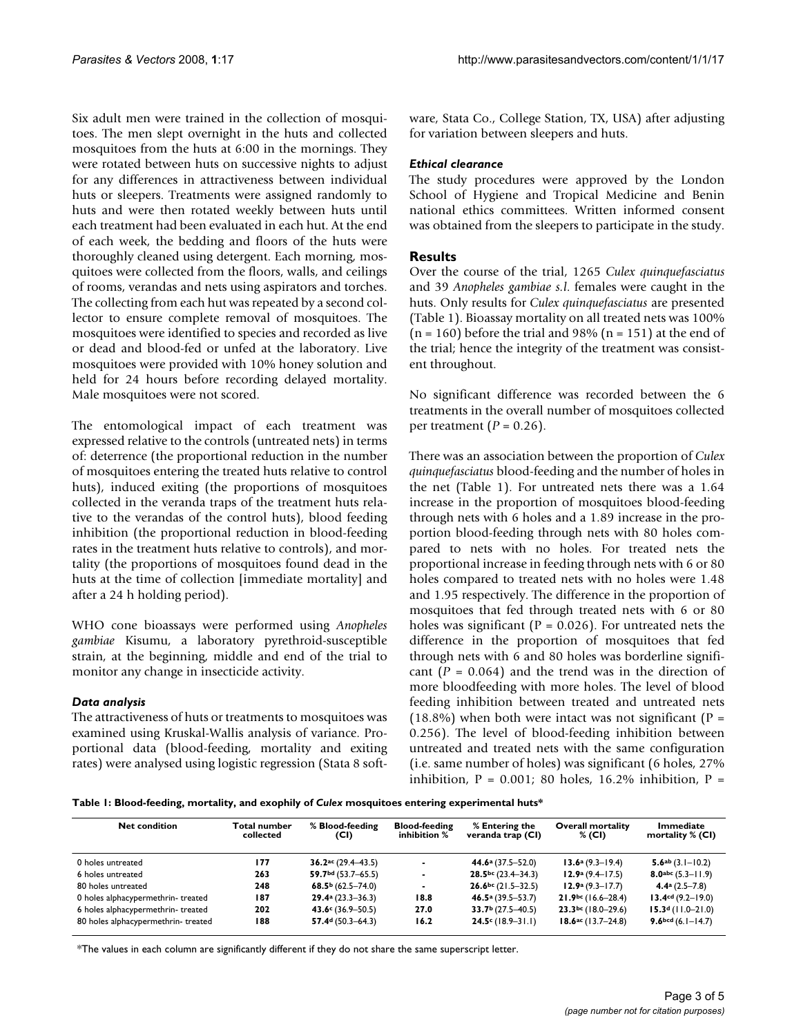Six adult men were trained in the collection of mosquitoes. The men slept overnight in the huts and collected mosquitoes from the huts at 6:00 in the mornings. They were rotated between huts on successive nights to adjust for any differences in attractiveness between individual huts or sleepers. Treatments were assigned randomly to huts and were then rotated weekly between huts until each treatment had been evaluated in each hut. At the end of each week, the bedding and floors of the huts were thoroughly cleaned using detergent. Each morning, mosquitoes were collected from the floors, walls, and ceilings of rooms, verandas and nets using aspirators and torches. The collecting from each hut was repeated by a second collector to ensure complete removal of mosquitoes. The mosquitoes were identified to species and recorded as live or dead and blood-fed or unfed at the laboratory. Live mosquitoes were provided with 10% honey solution and held for 24 hours before recording delayed mortality. Male mosquitoes were not scored.

The entomological impact of each treatment was expressed relative to the controls (untreated nets) in terms of: deterrence (the proportional reduction in the number of mosquitoes entering the treated huts relative to control huts), induced exiting (the proportions of mosquitoes collected in the veranda traps of the treatment huts relative to the verandas of the control huts), blood feeding inhibition (the proportional reduction in blood-feeding rates in the treatment huts relative to controls), and mortality (the proportions of mosquitoes found dead in the huts at the time of collection [immediate mortality] and after a 24 h holding period).

WHO cone bioassays were performed using *Anopheles gambiae* Kisumu, a laboratory pyrethroid-susceptible strain, at the beginning, middle and end of the trial to monitor any change in insecticide activity.

### Data analysis

The attractiveness of huts or treatments to mosquitoes was examined using Kruskal-Wallis analysis of variance. Proportional data (blood-feeding, mortality and exiting rates) were analysed using logistic regression (Stata 8 software, Stata Co., College Station, TX, USA) after adjusting for variation between sleepers and huts.

### Ethical clearance

The study procedures were approved by the London School of Hygiene and Tropical Medicine and Benin national ethics committees. Written informed consent was obtained from the sleepers to participate in the study.

## Results

Over the course of the trial, 1265 *Culex quinquefasciatus* and 39 *Anopheles gambiae s.l.* females were caught in the huts. Only results for *Culex quinquefasciatus* are presented (Table 1). Bioassay mortality on all treated nets was 100% (n = 160) before the trial and 98% (n = 151) at the end of the trial; hence the integrity of the treatment was consistent throughout.

No significant difference was recorded between the 6 treatments in the overall number of mosquitoes collected per treatment ($P = 0.26$).

There was an association between the proportion of *Culex quinquefasciatus* blood-feeding and the number of holes in the net (Table 1). For untreated nets there was a 1.64 increase in the proportion of mosquitoes blood-feeding through nets with 6 holes and a 1.89 increase in the proportion blood-feeding through nets with 80 holes compared to nets with no holes. For treated nets the proportional increase in feeding through nets with 6 or 80 holes compared to treated nets with no holes were 1.48 and 1.95 respectively. The difference in the proportion of mosquitoes that fed through treated nets with 6 or 80 holes was significant ($P = 0.026$). For untreated nets the difference in the proportion of mosquitoes that fed through nets with 6 and 80 holes was borderline significant ($P = 0.064$) and the trend was in the direction of more bloodfeeding with more holes. The level of blood feeding inhibition between treated and untreated nets (18.8%) when both were intact was not significant ($P = 0.256$). The level of blood-feeding inhibition between untreated and treated nets with the same configuration (i.e. same number of holes) was significant (6 holes, 27% inhibition, $P = 0.001$; 80 holes, 16.2% inhibition, $P =$

**Table 1: Blood-feeding, mortality, and exophily of *Culex* mosquitoes entering experimental huts***

| Net condition | Total number collected | % Blood-feeding (CI) | Blood-feeding inhibition % | % Entering the veranda trap (CI) | Overall mortality % (CI) | Immediate mortality % (CI) |
|---|---|---|---|---|---|---|
| 0 holes untreated | 177 | 36.2[ac] (29.4–43.5) | - | 44.6[a] (37.5–52.0) | 13.6[a] (9.3–19.4) | 5.6[ab] (3.1–10.2) |
| 6 holes untreated | 263 | 59.7[bd] (53.7–65.5) | - | 28.5[bc] (23.4–34.3) | 12.9[a] (9.4–17.5) | 8.0[abc] (5.3–11.9) |
| 80 holes untreated | 248 | 68.5[b] (62.5–74.0) | - | 26.6[bc] (21.5–32.5) | 12.9[a] (9.3–17.7) | 4.4[a] (2.5–7.8) |
| 0 holes alphacypermethrin- treated | 187 | 29.4[a] (23.3–36.3) | 18.8 | 46.5[a] (39.5–53.7) | 21.9[bc] (16.6–28.4) | 13.4[cd] (9.2–19.0) |
| 6 holes alphacypermethrin- treated | 202 | 43.6[c] (36.9–50.5) | 27.0 | 33.7[b] (27.5–40.5) | 23.3[bc] (18.0–29.6) | 15.3[d] (11.0–21.0) |
| 80 holes alphacypermethrin- treated | 188 | 57.4[d] (50.3–64.3) | 16.2 | 24.5[c] (18.9–31.1) | 18.6[ac] (13.7–24.8) | 9.6[bcd] (6.1–14.7) |

*The values in each column are significantly different if they do not share the same superscript letter.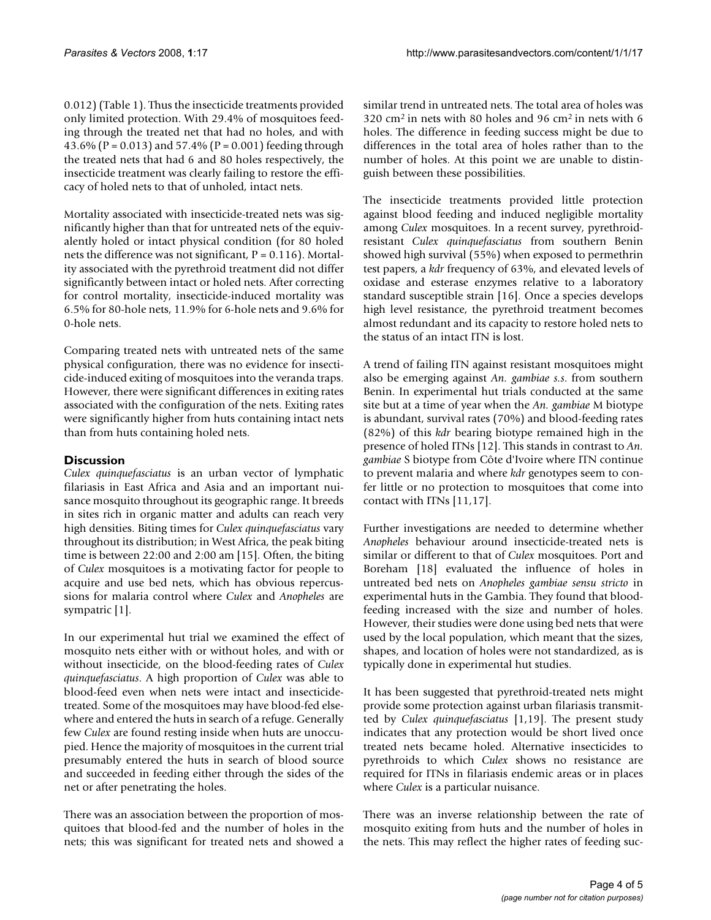0.012) (Table 1). Thus the insecticide treatments provided only limited protection. With 29.4% of mosquitoes feeding through the treated net that had no holes, and with 43.6% ($P = 0.013$) and 57.4% ($P = 0.001$) feeding through the treated nets that had 6 and 80 holes respectively, the insecticide treatment was clearly failing to restore the efficacy of holed nets to that of unholed, intact nets.

Mortality associated with insecticide-treated nets was significantly higher than that for untreated nets of the equivalently holed or intact physical condition (for 80 holed nets the difference was not significant, $P = 0.116$). Mortality associated with the pyrethroid treatment did not differ significantly between intact or holed nets. After correcting for control mortality, insecticide-induced mortality was 6.5% for 80-hole nets, 11.9% for 6-hole nets and 9.6% for 0-hole nets.

Comparing treated nets with untreated nets of the same physical configuration, there was no evidence for insecticide-induced exiting of mosquitoes into the veranda traps. However, there were significant differences in exiting rates associated with the configuration of the nets. Exiting rates were significantly higher from huts containing intact nets than from huts containing holed nets.

## Discussion

*Culex quinquefasciatus* is an urban vector of lymphatic filariasis in East Africa and Asia and an important nuisance mosquito throughout its geographic range. It breeds in sites rich in organic matter and adults can reach very high densities. Biting times for *Culex quinquefasciatus* vary throughout its distribution; in West Africa, the peak biting time is between 22:00 and 2:00 am [15]. Often, the biting of *Culex* mosquitoes is a motivating factor for people to acquire and use bed nets, which has obvious repercussions for malaria control where *Culex* and *Anopheles* are sympatric [1].

In our experimental hut trial we examined the effect of mosquito nets either with or without holes, and with or without insecticide, on the blood-feeding rates of *Culex quinquefasciatus*. A high proportion of *Culex* was able to blood-feed even when nets were intact and insecticide-treated. Some of the mosquitoes may have blood-fed elsewhere and entered the huts in search of a refuge. Generally few *Culex* are found resting inside when huts are unoccupied. Hence the majority of mosquitoes in the current trial presumably entered the huts in search of blood source and succeeded in feeding either through the sides of the net or after penetrating the holes.

There was an association between the proportion of mosquitoes that blood-fed and the number of holes in the nets; this was significant for treated nets and showed a similar trend in untreated nets. The total area of holes was 320 $cm^2$ in nets with 80 holes and 96 $cm^2$ in nets with 6 holes. The difference in feeding success might be due to differences in the total area of holes rather than to the number of holes. At this point we are unable to distinguish between these possibilities.

The insecticide treatments provided little protection against blood feeding and induced negligible mortality among *Culex* mosquitoes. In a recent survey, pyrethroid-resistant *Culex quinquefasciatus* from southern Benin showed high survival (55%) when exposed to permethrin test papers, a *kdr* frequency of 63%, and elevated levels of oxidase and esterase enzymes relative to a laboratory standard susceptible strain [16]. Once a species develops high level resistance, the pyrethroid treatment becomes almost redundant and its capacity to restore holed nets to the status of an intact ITN is lost.

A trend of failing ITN against resistant mosquitoes might also be emerging against *An. gambiae s.s.* from southern Benin. In experimental hut trials conducted at the same site but at a time of year when the *An. gambiae* M biotype is abundant, survival rates (70%) and blood-feeding rates (82%) of this *kdr* bearing biotype remained high in the presence of holed ITNs [12]. This stands in contrast to *An. gambiae* S biotype from Côte d'Ivoire where ITN continue to prevent malaria and where *kdr* genotypes seem to confer little or no protection to mosquitoes that come into contact with ITNs [11,17].

Further investigations are needed to determine whether *Anopheles* behaviour around insecticide-treated nets is similar or different to that of *Culex* mosquitoes. Port and Boreham [18] evaluated the influence of holes in untreated bed nets on *Anopheles gambiae sensu stricto* in experimental huts in the Gambia. They found that blood-feeding increased with the size and number of holes. However, their studies were done using bed nets that were used by the local population, which meant that the sizes, shapes, and location of holes were not standardized, as is typically done in experimental hut studies.

It has been suggested that pyrethroid-treated nets might provide some protection against urban filariasis transmitted by *Culex quinquefasciatus* [1,19]. The present study indicates that any protection would be short lived once treated nets became holed. Alternative insecticides to pyrethroids to which *Culex* shows no resistance are required for ITNs in filariasis endemic areas or in places where *Culex* is a particular nuisance.

There was an inverse relationship between the rate of mosquito exiting from huts and the number of holes in the nets. This may reflect the higher rates of feeding suc-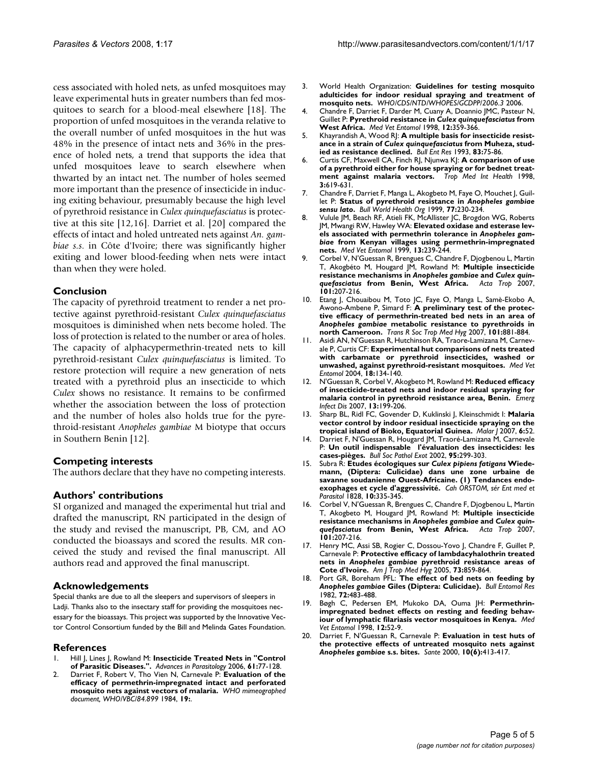cess associated with holed nets, as unfed mosquitoes may leave experimental huts in greater numbers than fed mosquitoes to search for a blood-meal elsewhere [18]. The proportion of unfed mosquitoes in the veranda relative to the overall number of unfed mosquitoes in the hut was 48% in the presence of intact nets and 36% in the presence of holed nets, a trend that supports the idea that unfed mosquitoes leave to search elsewhere when thwarted by an intact net. The number of holes seemed more important than the presence of insecticide in inducing exiting behaviour, presumably because the high level of pyrethroid resistance in *Culex quinquefasciatus* is protective at this site [12,16]. Darriet et al. [20] compared the effects of intact and holed untreated nets against *An. gambiae s.s.* in Côte d'Ivoire; there was significantly higher exiting and lower blood-feeding when nets were intact than when they were holed.

## Conclusion

The capacity of pyrethroid treatment to render a net protective against pyrethroid-resistant *Culex quinquefasciatus* mosquitoes is diminished when nets become holed. The loss of protection is related to the number or area of holes. The capacity of alphacypermethrin-treated nets to kill pyrethroid-resistant *Culex quinquefasciatus* is limited. To restore protection will require a new generation of nets treated with a pyrethroid plus an insecticide to which *Culex* shows no resistance. It remains to be confirmed whether the association between the loss of protection and the number of holes also holds true for the pyrethroid-resistant *Anopheles gambiae* M biotype that occurs in Southern Benin [12].

## Competing interests

The authors declare that they have no competing interests.

## Authors' contributions

SI organized and managed the experimental hut trial and drafted the manuscript, RN participated in the design of the study and revised the manuscript, PB, CM, and AO conducted the bioassays and scored the results. MR conceived the study and revised the final manuscript. All authors read and approved the final manuscript.

## Acknowledgements

Special thanks are due to all the sleepers and supervisors of sleepers in Ladji. Thanks also to the insectary staff for providing the mosquitoes necessary for the bioassays. This project was supported by the Innovative Vector Control Consortium funded by the Bill and Melinda Gates Foundation.

## References

1. Hill J, Lines J, Rowland M: **Insecticide Treated Nets in "Control of Parasitic Diseases".** *Advances in Parasitology* 2006, **61:**77-128.
2. Darriet F, Robert V, Tho Vien N, Carnevale P: **Evaluation of the efficacy of permethrin-impregnated intact and perforated mosquito nets against vectors of malaria.** *WHO mimeographed document, WHO/VBC/84.899* 1984, **19:**.
3. World Health Organization: **Guidelines for testing mosquito adulticides for indoor residual spraying and treatment of mosquito nets.** *WHO/CDS/NTD/WHOPES/GCDPP/2006.3* 2006.
4. Chandre F, Darriet F, Darder M, Cuany A, Doannio JMC, Pasteur N, Guillet P: **Pyrethroid resistance in *Culex quinquefasciatus* from West Africa.** *Med Vet Entomol* 1998, **12:**359-366.
5. Khayrandish A, Wood RJ: **A multiple basis for insecticide resistance in a strain of *Culex quinquefasciatus* from Muheza, studied as resistance declined.** *Bull Ent Res* 1993, **83:**75-86.
6. Curtis CF, Maxwell CA, Finch RJ, Njunwa KJ: **A comparison of use of a pyrethroid either for house spraying or for bednet treatment against malaria vectors.** *Trop Med Int Health* 1998, **3:**619-631.
7. Chandre F, Darriet F, Manga L, Akogbeto M, Faye O, Mouchet J, Guillet P: **Status of pyrethroid resistance in *Anopheles gambiae sensu lato*.** *Bull World Health Org* 1999, **77:**230-234.
8. Vulule JM, Beach RF, Atieli FK, McAllister JC, Brogdon WG, Roberts JM, Mwangi RW, Hawley WA: **Elevated oxidase and esterase levels associated with permethrin tolerance in *Anopheles gambiae* from Kenyan villages using permethrin-impregnated nets.** *Med Vet Entomol* 1999, **13:**239-244.
9. Corbel V, N'Guessan R, Brengues C, Chandre F, Djogbenou L, Martin T, Akogbéto M, Hougard JM, Rowland M: **Multiple insecticide resistance mechanisms in *Anopheles gambiae* and *Culex quinquefasciatus* from Benin, West Africa.** *Acta Trop* 2007, **101:**207-216.
10. Etang J, Chouaibou M, Toto JC, Faye O, Manga L, Samè-Ekobo A, Awono-Ambene P, Simard F: **A preliminary test of the protective efficacy of permethrin-treated bed nets in an area of *Anopheles gambiae* metabolic resistance to pyrethroids in north Cameroon.** *Trans R Soc Trop Med Hyg* 2007, **101:**881-884.
11. Asidi AN, N'Guessan R, Hutchinson RA, Traore-Lamizana M, Carnevale P, Curtis CF: **Experimental hut comparisons of nets treated with carbamate or pyrethroid insecticides, washed or unwashed, against pyrethroid-resistant mosquitoes.** *Med Vet Entomol* 2004, **18:**134-140.
12. N'Guessan R, Corbel V, Akogbeto M, Rowland M: **Reduced efficacy of insecticide-treated nets and indoor residual spraying for malaria control in pyrethroid resistance area, Benin.** *Emerg Infect Dis* 2007, **13:**199-206.
13. Sharp BL, Ridl FC, Govender D, Kuklinski J, Kleinschmidt I: **Malaria vector control by indoor residual insecticide spraying on the tropical island of Bioko, Equatorial Guinea.** *Malar J* 2007, **6:**52.
14. Darriet F, N'Guessan R, Hougard JM, Traoré-Lamizana M, Carnevale P: **Un outil indispensable l'évaluation des insecticides: les cases-pièges.** *Bull Soc Pathol Exot* 2002, **95:**299-303.
15. Subra R: **Etudes écologiques sur *Culex pipiens fatigans* Wiedemann, (Diptera: Culicidae) dans une zone urbaine de savanne soudanienne Ouest-Africaine. (1) Tendances endo-exophages et cycle d'aggressivité.** *Cah ORSTOM, sér Ent med et Parasitol* 1828, **10:**335-345.
16. Corbel V, N'Guessan R, Brengues C, Chandre F, Djogbenou L, Martin T, Akogbeto M, Hougard JM, Rowland M: **Multiple insecticide resistance mechanisms in *Anopheles gambiae* and *Culex quinquefasciatus* from Benin, West Africa.** *Acta Trop* 2007, **101:**207-216.
17. Henry MC, Assi SB, Rogier C, Dossou-Yovo J, Chandre F, Guillet P, Carnevale P: **Protective efficacy of lambdacyhalothrin treated nets in *Anopheles gambiae* pyrethroid resistance areas of Cote d'Ivoire.** *Am J Trop Med Hyg* 2005, **73:**859-864.
18. Port GR, Boreham PFL: **The effect of bed nets on feeding by *Anopheles gambiae* Giles (Diptera: Culicidae).** *Bull Entomol Res* 1982, **72:**483-488.
19. Bøgh C, Pedersen EM, Mukoko DA, Ouma JH: **Permethrin-impregnated bednet effects on resting and feeding behaviour of lymphatic filariasis vector mosquitoes in Kenya.** *Med Vet Entomol* 1998, **12:**52-9.
20. Darriet F, N'Guessan R, Carnevale P: **Evaluation in test huts of the protective effects of untreated mosquito nets against *Anopheles gambiae* s.s. bites.** *Sante* 2000, **10(6):**413-417.